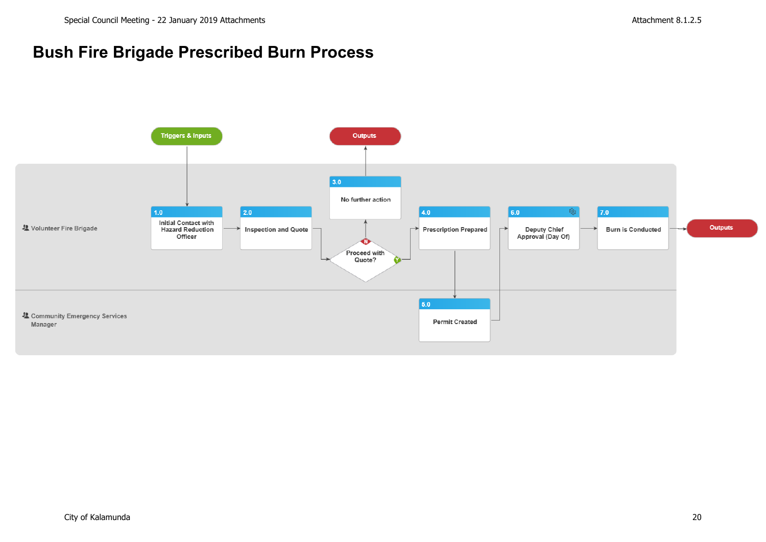# Bush Fire Brigade Prescribed Burn Process

Triggers & Inputs

Outputs

**Volunteer Fire Brigade**

1.0 Initial Contact with Hazard Reduction Officer

2.0 Inspection and Quote

Proceed with Quote?

N

3.0 No further action

Y

4.0 Prescription Prepared

6.0 Deputy Chief Approval (Day Of)

7.0 Burn is Conducted

Outputs

**Community Emergency Services Manager**

5.0 Permit Created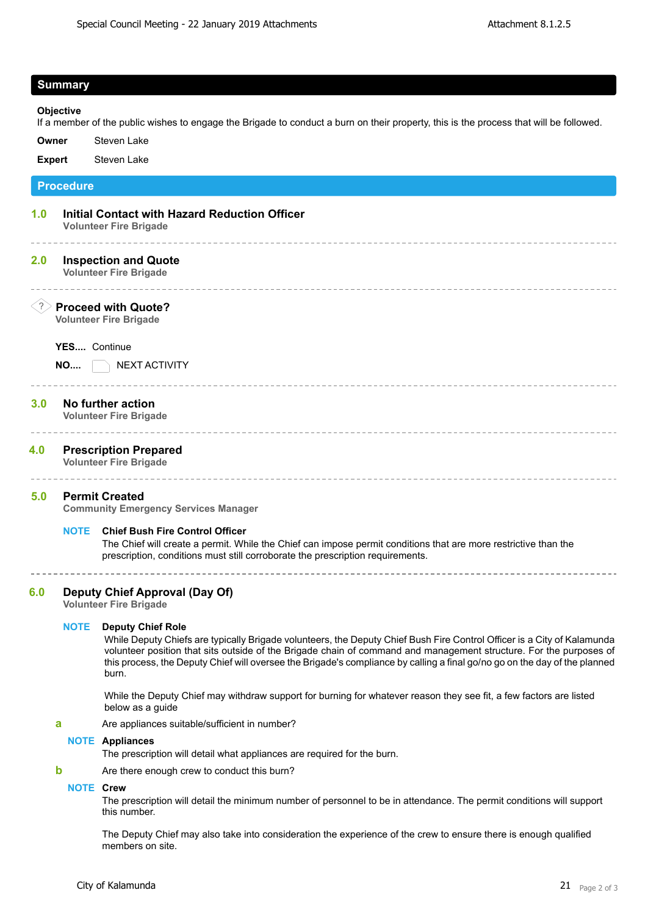## Summary

**Objective**
If a member of the public wishes to engage the Brigade to conduct a burn on their property, this is the process that will be followed.

**Owner** Steven Lake

**Expert** Steven Lake

## Procedure

### 1.0 Initial Contact with Hazard Reduction Officer
**Volunteer Fire Brigade**

---

### 2.0 Inspection and Quote
**Volunteer Fire Brigade**

---

### Proceed with Quote?
**Volunteer Fire Brigade**

**YES....** Continue

**NO....** NEXT ACTIVITY

---

### 3.0 No further action
**Volunteer Fire Brigade**

---

### 4.0 Prescription Prepared
**Volunteer Fire Brigade**

---

### 5.0 Permit Created
**Community Emergency Services Manager**

**NOTE** **Chief Bush Fire Control Officer**
The Chief will create a permit. While the Chief can impose permit conditions that are more restrictive than the prescription, conditions must still corroborate the prescription requirements.

---

### 6.0 Deputy Chief Approval (Day Of)
**Volunteer Fire Brigade**

**NOTE** **Deputy Chief Role**
While Deputy Chiefs are typically Brigade volunteers, the Deputy Chief Bush Fire Control Officer is a City of Kalamunda volunteer position that sits outside of the Brigade chain of command and management structure. For the purposes of this process, the Deputy Chief will oversee the Brigade's compliance by calling a final go/no go on the day of the planned burn.

While the Deputy Chief may withdraw support for burning for whatever reason they see fit, a few factors are listed below as a guide

**a** Are appliances suitable/sufficient in number?

**NOTE** **Appliances**
The prescription will detail what appliances are required for the burn.

**b** Are there enough crew to conduct this burn?

**NOTE** **Crew**
The prescription will detail the minimum number of personnel to be in attendance. The permit conditions will support this number.

The Deputy Chief may also take into consideration the experience of the crew to ensure there is enough qualified members on site.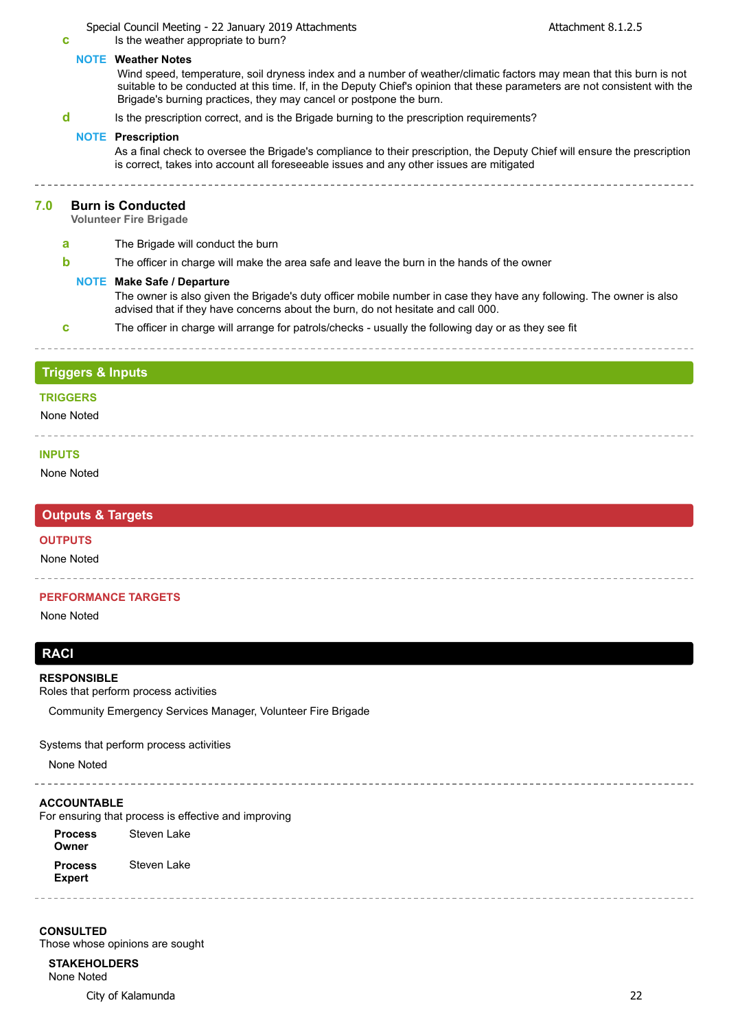**c** Is the weather appropriate to burn?

**NOTE Weather Notes**
Wind speed, temperature, soil dryness index and a number of weather/climatic factors may mean that this burn is not suitable to be conducted at this time. If, in the Deputy Chief's opinion that these parameters are not consistent with the Brigade's burning practices, they may cancel or postpone the burn.

**d** Is the prescription correct, and is the Brigade burning to the prescription requirements?

**NOTE Prescription**
As a final check to oversee the Brigade's compliance to their prescription, the Deputy Chief will ensure the prescription is correct, takes into account all foreseeable issues and any other issues are mitigated

---

## 7.0 Burn is Conducted

**Volunteer Fire Brigade**

**a** The Brigade will conduct the burn

**b** The officer in charge will make the area safe and leave the burn in the hands of the owner

**NOTE Make Safe / Departure**
The owner is also given the Brigade's duty officer mobile number in case they have any following. The owner is also advised that if they have concerns about the burn, do not hesitate and call 000.

**c** The officer in charge will arrange for patrols/checks - usually the following day or as they see fit

---

## Triggers & Inputs

### TRIGGERS

None Noted

### INPUTS

None Noted

## Outputs & Targets

### OUTPUTS

None Noted

### PERFORMANCE TARGETS

None Noted

## RACI

**RESPONSIBLE**
Roles that perform process activities

Community Emergency Services Manager, Volunteer Fire Brigade

Systems that perform process activities

None Noted

**ACCOUNTABLE**
For ensuring that process is effective and improving

**Process Owner** Steven Lake

**Process Expert** Steven Lake

**CONSULTED**
Those whose opinions are sought

**STAKEHOLDERS**
None Noted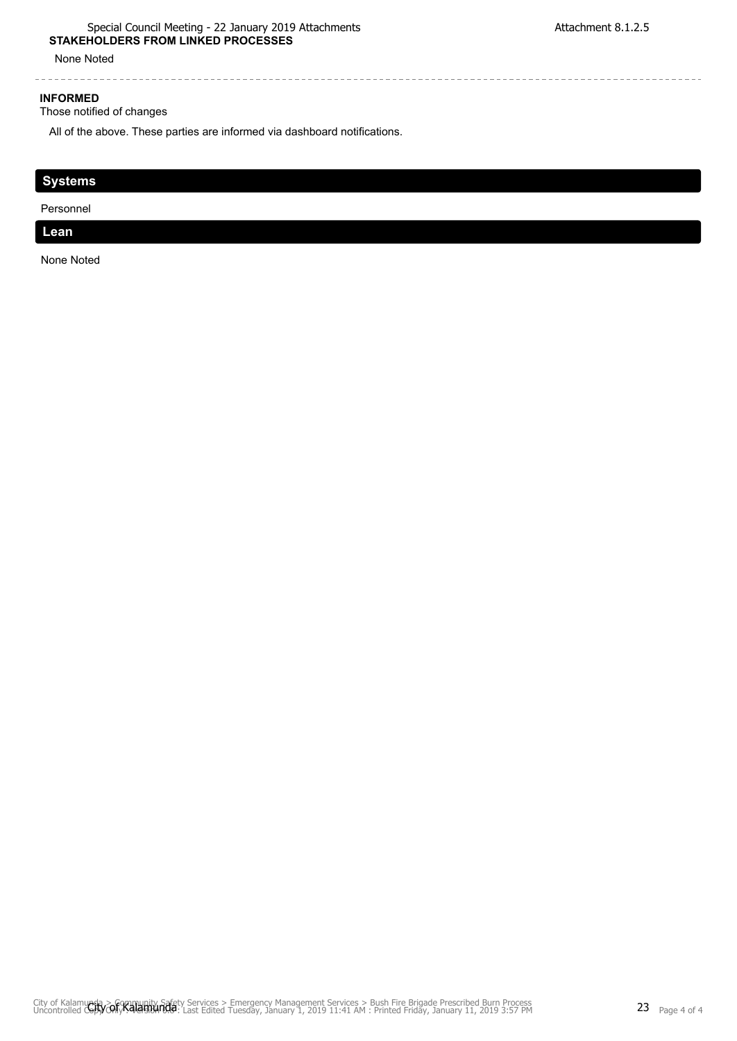**STAKEHOLDERS FROM LINKED PROCESSES**

None Noted

---

**INFORMED**

Those notified of changes

All of the above. These parties are informed via dashboard notifications.

## Systems

Personnel

## Lean

None Noted